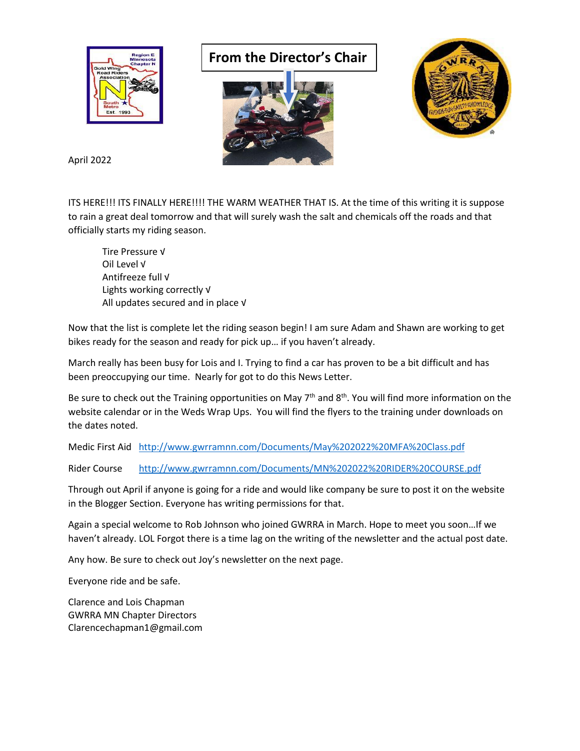# From the Director's Chair

April 2022

ITS HERE!!! ITS FINALLY HERE!!!! THE WARM WEATHER THAT IS. At the time of this writing it is suppose to rain a great deal tomorrow and that will surely wash the salt and chemicals off the roads and that officially starts my riding season.

Tire Pressure √
Oil Level √
Antifreeze full √
Lights working correctly √
All updates secured and in place √

Now that the list is complete let the riding season begin! I am sure Adam and Shawn are working to get bikes ready for the season and ready for pick up… if you haven't already.

March really has been busy for Lois and I. Trying to find a car has proven to be a bit difficult and has been preoccupying our time. Nearly for got to do this News Letter.

Be sure to check out the Training opportunities on May 7th and 8th. You will find more information on the website calendar or in the Weds Wrap Ups. You will find the flyers to the training under downloads on the dates noted.

Medic First Aid [http://www.gwrramnn.com/Documents/May%202022%20MFA%20Class.pdf](http://www.gwrramnn.com/Documents/May%202022%20MFA%20Class.pdf)

Rider Course [http://www.gwrramnn.com/Documents/MN%202022%20RIDER%20COURSE.pdf](http://www.gwrramnn.com/Documents/MN%202022%20RIDER%20COURSE.pdf)

Through out April if anyone is going for a ride and would like company be sure to post it on the website in the Blogger Section. Everyone has writing permissions for that.

Again a special welcome to Rob Johnson who joined GWRRA in March. Hope to meet you soon…If we haven't already. LOL Forgot there is a time lag on the writing of the newsletter and the actual post date.

Any how. Be sure to check out Joy's newsletter on the next page.

Everyone ride and be safe.

Clarence and Lois Chapman
GWRRA MN Chapter Directors
Clarencechapman1@gmail.com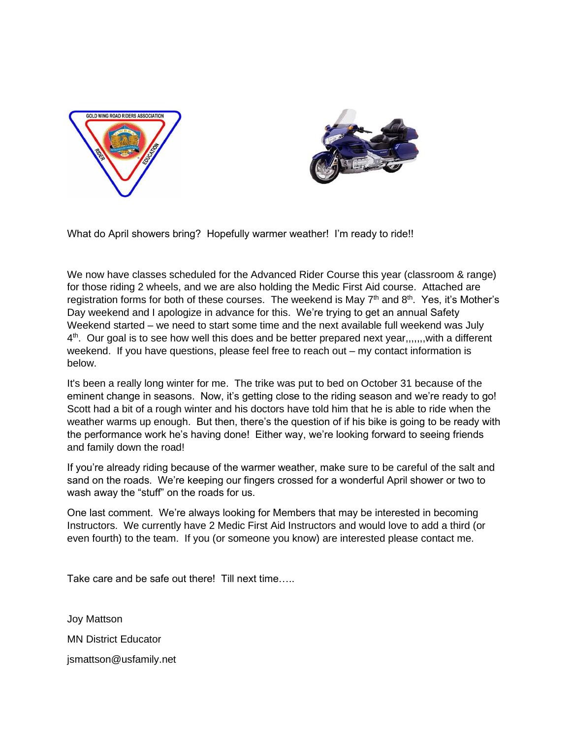What do April showers bring? Hopefully warmer weather! I'm ready to ride!!

We now have classes scheduled for the Advanced Rider Course this year (classroom & range) for those riding 2 wheels, and we are also holding the Medic First Aid course. Attached are registration forms for both of these courses. The weekend is May 7th and 8th. Yes, it's Mother's Day weekend and I apologize in advance for this. We're trying to get an annual Safety Weekend started – we need to start some time and the next available full weekend was July 4th. Our goal is to see how well this does and be better prepared next year,,,,,,,with a different weekend. If you have questions, please feel free to reach out – my contact information is below.

It's been a really long winter for me. The trike was put to bed on October 31 because of the eminent change in seasons. Now, it's getting close to the riding season and we're ready to go! Scott had a bit of a rough winter and his doctors have told him that he is able to ride when the weather warms up enough. But then, there's the question of if his bike is going to be ready with the performance work he's having done! Either way, we're looking forward to seeing friends and family down the road!

If you're already riding because of the warmer weather, make sure to be careful of the salt and sand on the roads. We're keeping our fingers crossed for a wonderful April shower or two to wash away the "stuff" on the roads for us.

One last comment. We're always looking for Members that may be interested in becoming Instructors. We currently have 2 Medic First Aid Instructors and would love to add a third (or even fourth) to the team. If you (or someone you know) are interested please contact me.

Take care and be safe out there! Till next time…..

Joy Mattson

MN District Educator

jsmattson@usfamily.net